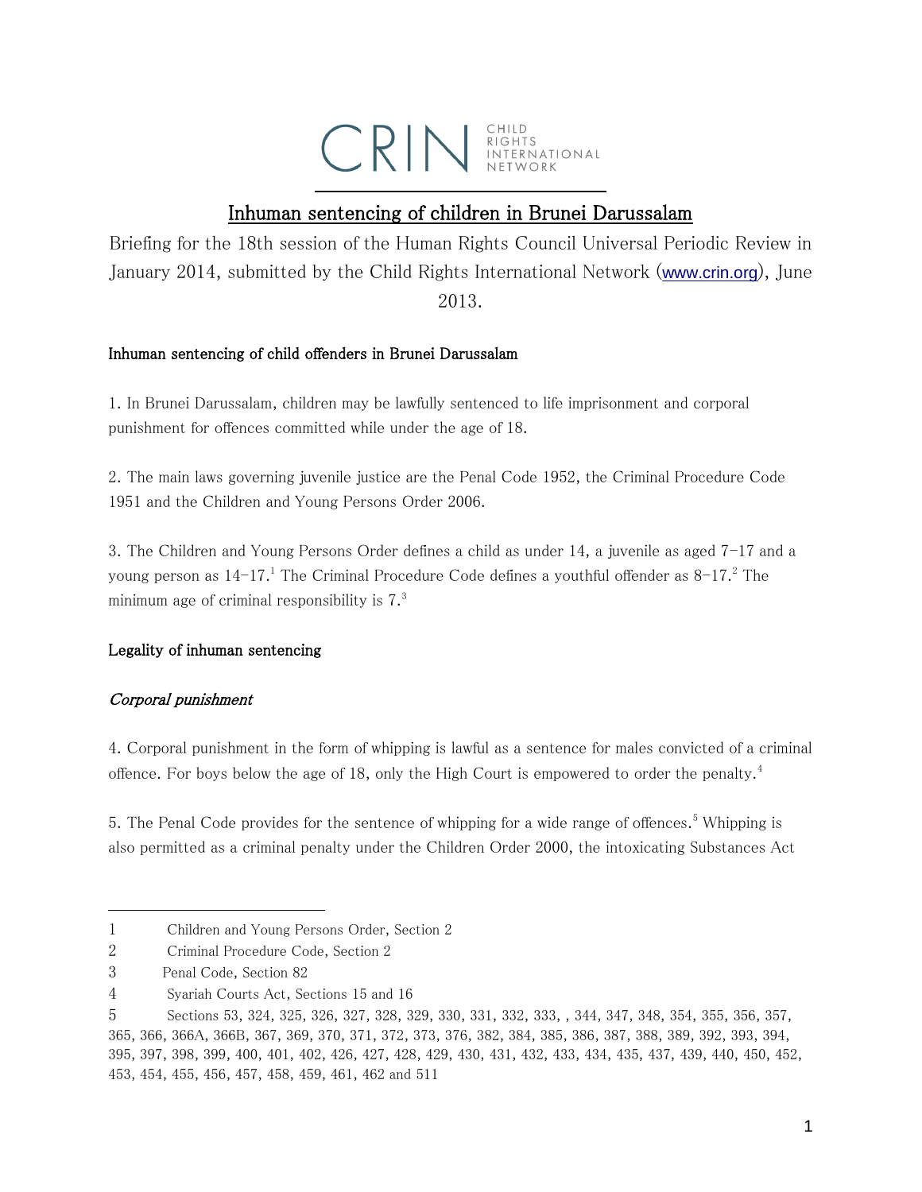CRIN CHILD RIGHTS INTERNATIONAL NETWORK

# Inhuman sentencing of children in Brunei Darussalam

Briefing for the 18th session of the Human Rights Council Universal Periodic Review in January 2014, submitted by the Child Rights International Network (www.crin.org), June 2013.

## Inhuman sentencing of child offenders in Brunei Darussalam

1. In Brunei Darussalam, children may be lawfully sentenced to life imprisonment and corporal punishment for offences committed while under the age of 18.

2. The main laws governing juvenile justice are the Penal Code 1952, the Criminal Procedure Code 1951 and the Children and Young Persons Order 2006.

3. The Children and Young Persons Order defines a child as under 14, a juvenile as aged 7-17 and a young person as 14-17.[1] The Criminal Procedure Code defines a youthful offender as 8-17.[2] The minimum age of criminal responsibility is 7.[3]

## Legality of inhuman sentencing

### *Corporal punishment*

4. Corporal punishment in the form of whipping is lawful as a sentence for males convicted of a criminal offence. For boys below the age of 18, only the High Court is empowered to order the penalty.[4]

5. The Penal Code provides for the sentence of whipping for a wide range of offences.[5] Whipping is also permitted as a criminal penalty under the Children Order 2000, the intoxicating Substances Act

---

1 Children and Young Persons Order, Section 2

2 Criminal Procedure Code, Section 2

3 Penal Code, Section 82

4 Syariah Courts Act, Sections 15 and 16

5 Sections 53, 324, 325, 326, 327, 328, 329, 330, 331, 332, 333, , 344, 347, 348, 354, 355, 356, 357, 365, 366, 366A, 366B, 367, 369, 370, 371, 372, 373, 376, 382, 384, 385, 386, 387, 388, 389, 392, 393, 394, 395, 397, 398, 399, 400, 401, 402, 426, 427, 428, 429, 430, 431, 432, 433, 434, 435, 437, 439, 440, 450, 452, 453, 454, 455, 456, 457, 458, 459, 461, 462 and 511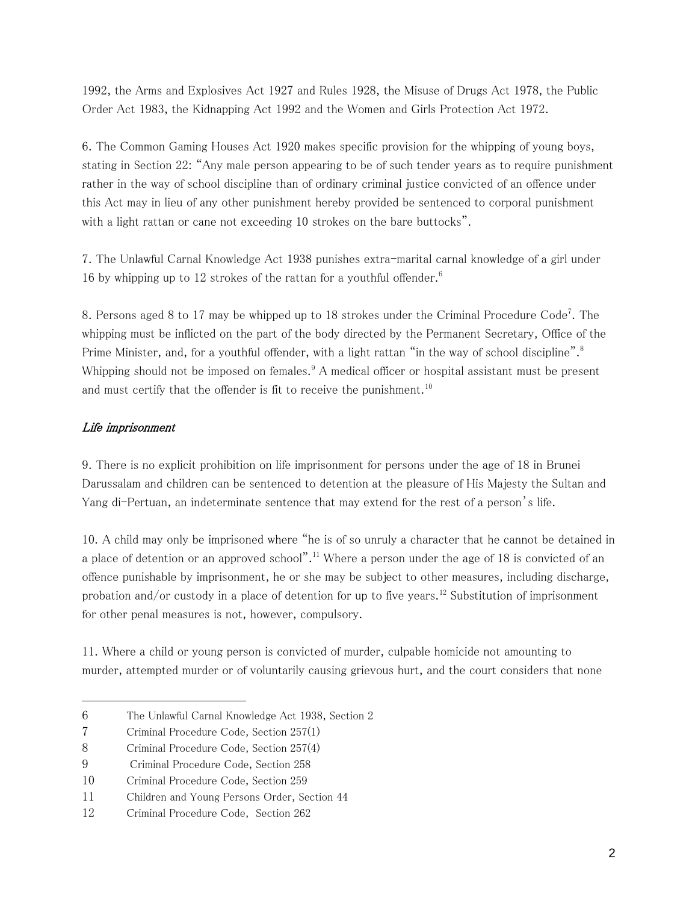1992, the Arms and Explosives Act 1927 and Rules 1928, the Misuse of Drugs Act 1978, the Public Order Act 1983, the Kidnapping Act 1992 and the Women and Girls Protection Act 1972.

6. The Common Gaming Houses Act 1920 makes specific provision for the whipping of young boys, stating in Section 22: "Any male person appearing to be of such tender years as to require punishment rather in the way of school discipline than of ordinary criminal justice convicted of an offence under this Act may in lieu of any other punishment hereby provided be sentenced to corporal punishment with a light rattan or cane not exceeding 10 strokes on the bare buttocks".

7. The Unlawful Carnal Knowledge Act 1938 punishes extra-marital carnal knowledge of a girl under 16 by whipping up to 12 strokes of the rattan for a youthful offender.[6]

8. Persons aged 8 to 17 may be whipped up to 18 strokes under the Criminal Procedure Code[7]. The whipping must be inflicted on the part of the body directed by the Permanent Secretary, Office of the Prime Minister, and, for a youthful offender, with a light rattan "in the way of school discipline".[8] Whipping should not be imposed on females.[9] A medical officer or hospital assistant must be present and must certify that the offender is fit to receive the punishment.[10]

### *Life imprisonment*

9. There is no explicit prohibition on life imprisonment for persons under the age of 18 in Brunei Darussalam and children can be sentenced to detention at the pleasure of His Majesty the Sultan and Yang di-Pertuan, an indeterminate sentence that may extend for the rest of a person's life.

10. A child may only be imprisoned where "he is of so unruly a character that he cannot be detained in a place of detention or an approved school".[11] Where a person under the age of 18 is convicted of an offence punishable by imprisonment, he or she may be subject to other measures, including discharge, probation and/or custody in a place of detention for up to five years.[12] Substitution of imprisonment for other penal measures is not, however, compulsory.

11. Where a child or young person is convicted of murder, culpable homicide not amounting to murder, attempted murder or of voluntarily causing grievous hurt, and the court considers that none

---

6 The Unlawful Carnal Knowledge Act 1938, Section 2

7 Criminal Procedure Code, Section 257(1)

8 Criminal Procedure Code, Section 257(4)

9 Criminal Procedure Code, Section 258

10 Criminal Procedure Code, Section 259

11 Children and Young Persons Order, Section 44

12 Criminal Procedure Code, Section 262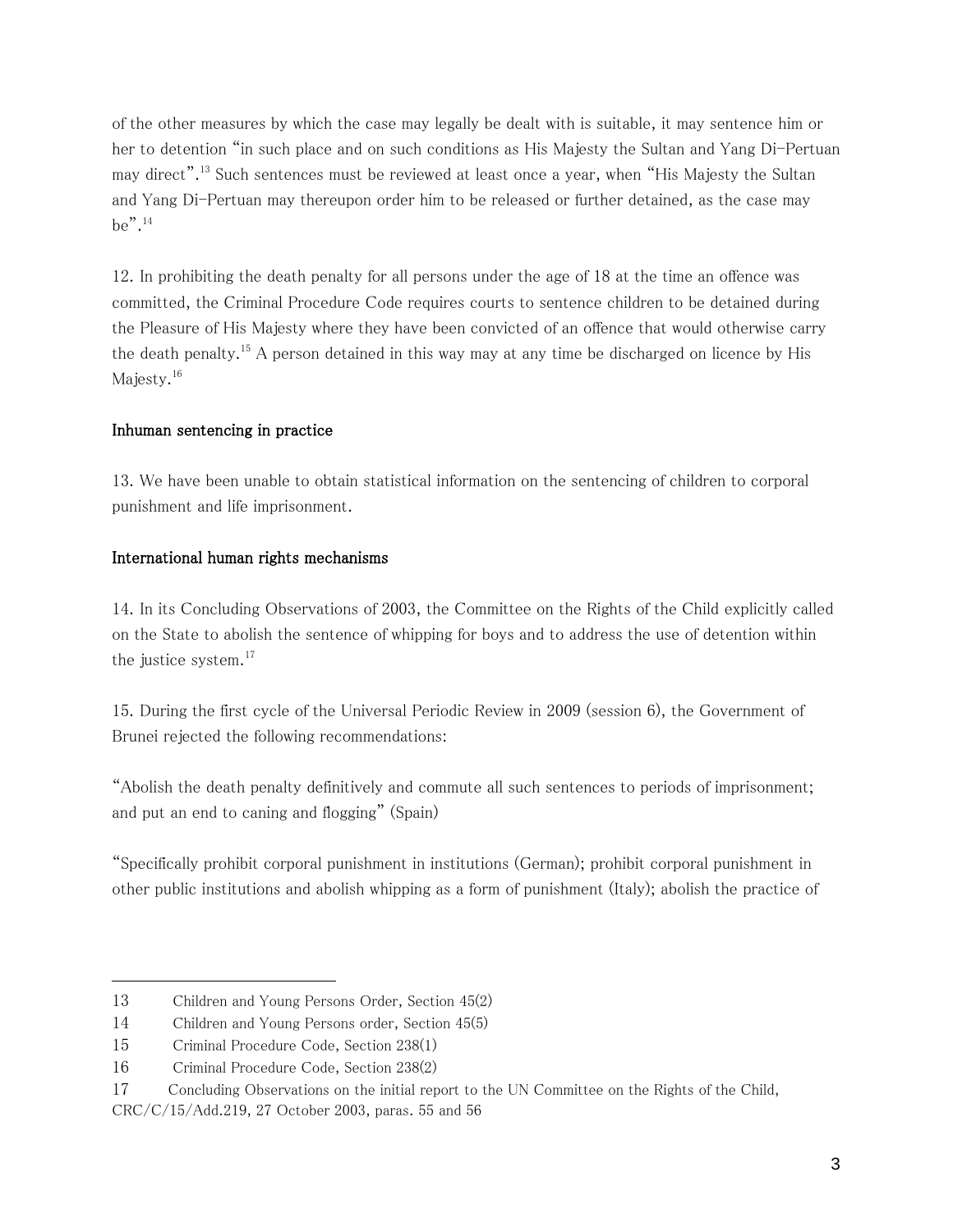of the other measures by which the case may legally be dealt with is suitable, it may sentence him or her to detention "in such place and on such conditions as His Majesty the Sultan and Yang Di-Pertuan may direct".[13] Such sentences must be reviewed at least once a year, when "His Majesty the Sultan and Yang Di-Pertuan may thereupon order him to be released or further detained, as the case may be".[14]

12. In prohibiting the death penalty for all persons under the age of 18 at the time an offence was committed, the Criminal Procedure Code requires courts to sentence children to be detained during the Pleasure of His Majesty where they have been convicted of an offence that would otherwise carry the death penalty.[15] A person detained in this way may at any time be discharged on licence by His Majesty.[16]

**Inhuman sentencing in practice**

13. We have been unable to obtain statistical information on the sentencing of children to corporal punishment and life imprisonment.

**International human rights mechanisms**

14. In its Concluding Observations of 2003, the Committee on the Rights of the Child explicitly called on the State to abolish the sentence of whipping for boys and to address the use of detention within the justice system.[17]

15. During the first cycle of the Universal Periodic Review in 2009 (session 6), the Government of Brunei rejected the following recommendations:

"Abolish the death penalty definitively and commute all such sentences to periods of imprisonment; and put an end to caning and flogging" (Spain)

"Specifically prohibit corporal punishment in institutions (German); prohibit corporal punishment in other public institutions and abolish whipping as a form of punishment (Italy); abolish the practice of

---

13 Children and Young Persons Order, Section 45(2)

14 Children and Young Persons order, Section 45(5)

15 Criminal Procedure Code, Section 238(1)

16 Criminal Procedure Code, Section 238(2)

17 Concluding Observations on the initial report to the UN Committee on the Rights of the Child, CRC/C/15/Add.219, 27 October 2003, paras. 55 and 56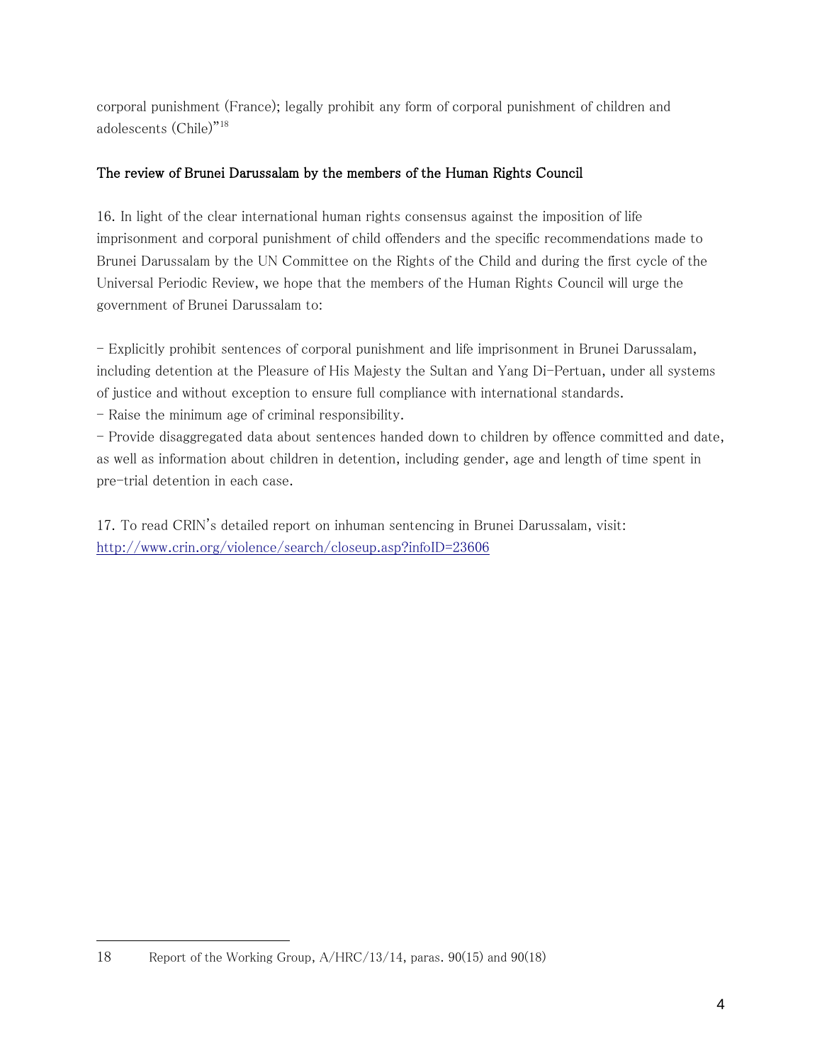corporal punishment (France); legally prohibit any form of corporal punishment of children and adolescents (Chile)"[18]

### The review of Brunei Darussalam by the members of the Human Rights Council

16. In light of the clear international human rights consensus against the imposition of life imprisonment and corporal punishment of child offenders and the specific recommendations made to Brunei Darussalam by the UN Committee on the Rights of the Child and during the first cycle of the Universal Periodic Review, we hope that the members of the Human Rights Council will urge the government of Brunei Darussalam to:

- Explicitly prohibit sentences of corporal punishment and life imprisonment in Brunei Darussalam, including detention at the Pleasure of His Majesty the Sultan and Yang Di-Pertuan, under all systems of justice and without exception to ensure full compliance with international standards.
- Raise the minimum age of criminal responsibility.
- Provide disaggregated data about sentences handed down to children by offence committed and date, as well as information about children in detention, including gender, age and length of time spent in pre-trial detention in each case.

17. To read CRIN's detailed report on inhuman sentencing in Brunei Darussalam, visit: http://www.crin.org/violence/search/closeup.asp?infoID=23606

---

18 Report of the Working Group, A/HRC/13/14, paras. 90(15) and 90(18)